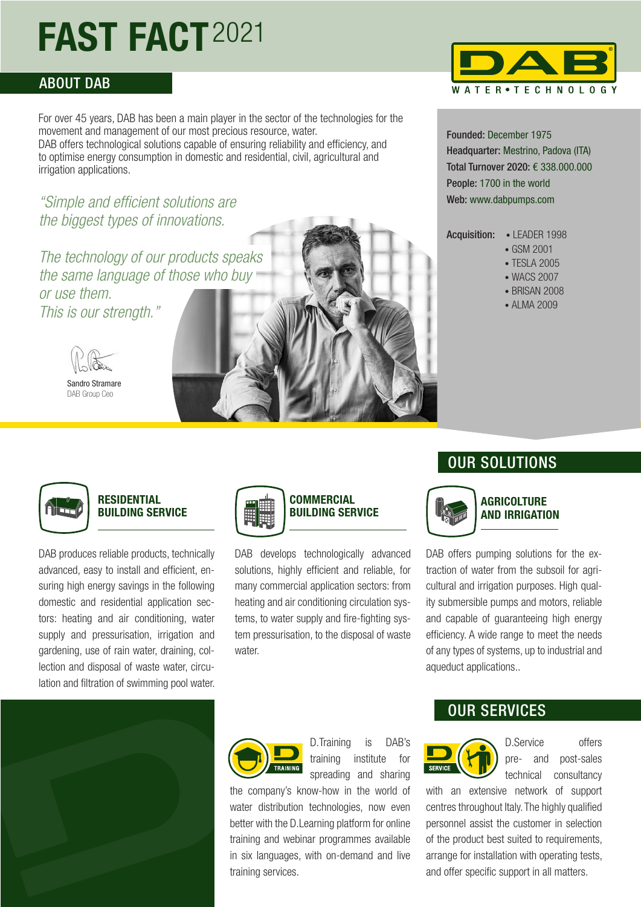# FAST FACT 2021

## ABOUT DAB

DAB WATER • TECHNOLOGY

For over 45 years, DAB has been a main player in the sector of the technologies for the movement and management of our most precious resource, water.
DAB offers technological solutions capable of ensuring reliability and efficiency, and to optimise energy consumption in domestic and residential, civil, agricultural and irrigation applications.

*"Simple and efficient solutions are the biggest types of innovations.*

*The technology of our products speaks the same language of those who buy or use them.*
*This is our strength."*

Sandro Stramare
DAB Group Ceo

**Founded:** December 1975
**Headquarter:** Mestrino, Padova (ITA)
**Total Turnover 2020:** € 338.000.000
**People:** 1700 in the world
**Web:** www.dabpumps.com

**Acquisition:**
- LEADER 1998
- GSM 2001
- TESLA 2005
- WACS 2007
- BRISAN 2008
- ALMA 2009

## OUR SOLUTIONS

### RESIDENTIAL BUILDING SERVICE

DAB produces reliable products, technically advanced, easy to install and efficient, ensuring high energy savings in the following domestic and residential application sectors: heating and air conditioning, water supply and pressurisation, irrigation and gardening, use of rain water, draining, collection and disposal of waste water, circulation and filtration of swimming pool water.

### COMMERCIAL BUILDING SERVICE

DAB develops technologically advanced solutions, highly efficient and reliable, for many commercial application sectors: from heating and air conditioning circulation systems, to water supply and fire-fighting system pressurisation, to the disposal of waste water.

### AGRICOLTURE AND IRRIGATION

DAB offers pumping solutions for the extraction of water from the subsoil for agricultural and irrigation purposes. High quality submersible pumps and motors, reliable and capable of guaranteeing high energy efficiency. A wide range to meet the needs of any types of systems, up to industrial and aqueduct applications..

## OUR SERVICES

**D TRAINING**

D.Training is DAB's training institute for spreading and sharing the company's know-how in the world of water distribution technologies, now even better with the D.Learning platform for online training and webinar programmes available in six languages, with on-demand and live training services.

**D SERVICE**

D.Service offers pre- and post-sales technical consultancy with an extensive network of support centres throughout Italy. The highly qualified personnel assist the customer in selection of the product best suited to requirements, arrange for installation with operating tests, and offer specific support in all matters.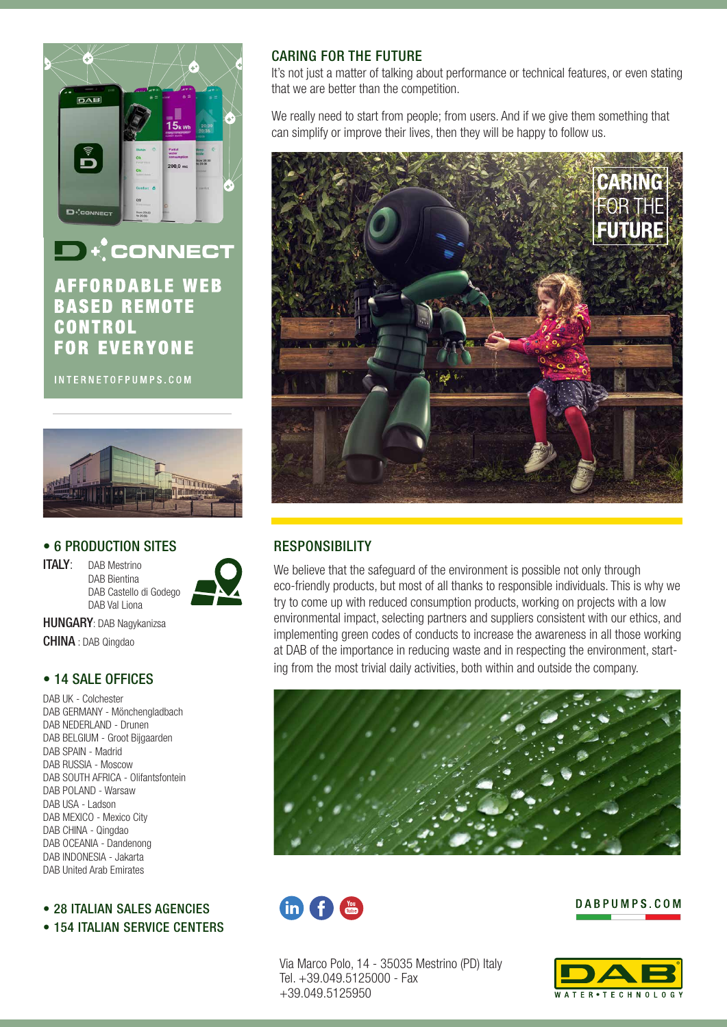## D CONNECT

## AFFORDABLE WEB BASED REMOTE CONTROL FOR EVERYONE

INTERNETOFPUMPS.COM

### • 6 PRODUCTION SITES

**ITALY**: DAB Mestrino
DAB Bientina
DAB Castello di Godego
DAB Val Liona

**HUNGARY**: DAB Nagykanizsa

**CHINA** : DAB Qingdao

### • 14 SALE OFFICES

DAB UK - Colchester
DAB GERMANY - Mönchengladbach
DAB NEDERLAND - Drunen
DAB BELGIUM - Groot Bijgaarden
DAB SPAIN - Madrid
DAB RUSSIA - Moscow
DAB SOUTH AFRICA - Olifantsfontein
DAB POLAND - Warsaw
DAB USA - Ladson
DAB MEXICO - Mexico City
DAB CHINA - Qingdao
DAB OCEANIA - Dandenong
DAB INDONESIA - Jakarta
DAB United Arab Emirates

- 28 ITALIAN SALES AGENCIES
- 154 ITALIAN SERVICE CENTERS

## CARING FOR THE FUTURE

It's not just a matter of talking about performance or technical features, or even stating that we are better than the competition.

We really need to start from people; from users. And if we give them something that can simplify or improve their lives, then they will be happy to follow us.

CARING FOR THE FUTURE

## RESPONSIBILITY

We believe that the safeguard of the environment is possible not only through eco-friendly products, but most of all thanks to responsible individuals. This is why we try to come up with reduced consumption products, working on projects with a low environmental impact, selecting partners and suppliers consistent with our ethics, and implementing green codes of conducts to increase the awareness in all those working at DAB of the importance in reducing waste and in respecting the environment, starting from the most trivial daily activities, both within and outside the company.

DABPUMPS.COM

Via Marco Polo, 14 - 35035 Mestrino (PD) Italy
Tel. +39.049.5125000 - Fax
+39.049.5125950

DAB WATER•TECHNOLOGY